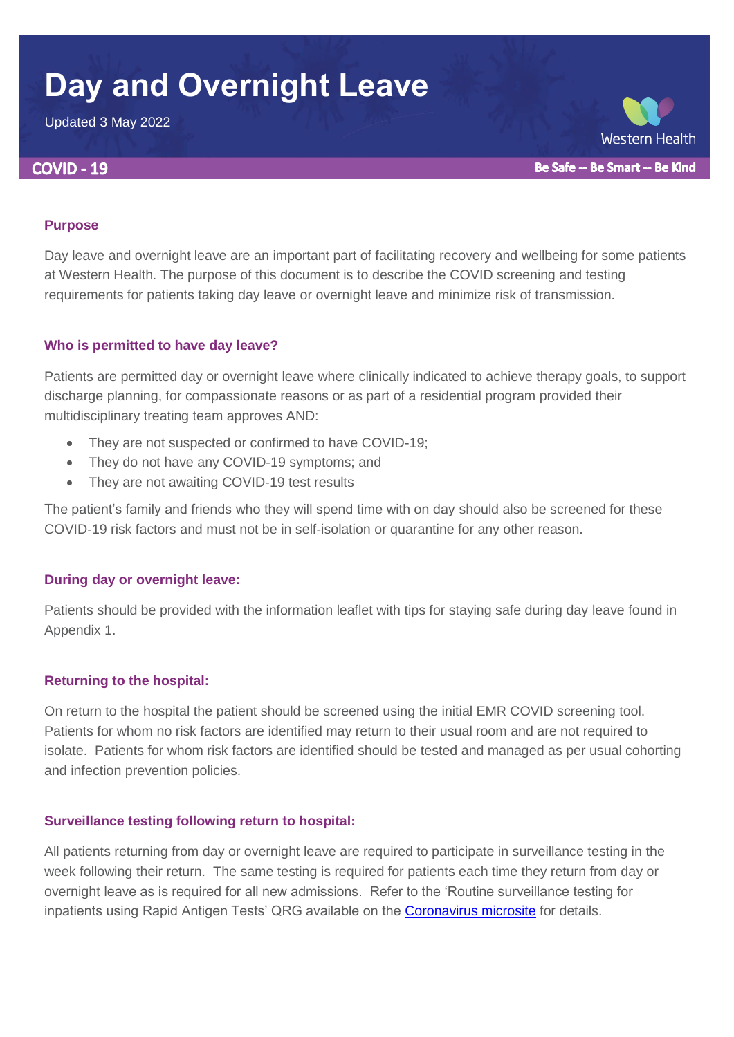# Day and Overnight Leave

Updated 3 May 2022

Western Health

**COVID - 19**

**Be Safe – Be Smart – Be Kind**

## Purpose

Day leave and overnight leave are an important part of facilitating recovery and wellbeing for some patients at Western Health. The purpose of this document is to describe the COVID screening and testing requirements for patients taking day leave or overnight leave and minimize risk of transmission.

## Who is permitted to have day leave?

Patients are permitted day or overnight leave where clinically indicated to achieve therapy goals, to support discharge planning, for compassionate reasons or as part of a residential program provided their multidisciplinary treating team approves AND:

- They are not suspected or confirmed to have COVID-19;
- They do not have any COVID-19 symptoms; and
- They are not awaiting COVID-19 test results

The patient's family and friends who they will spend time with on day should also be screened for these COVID-19 risk factors and must not be in self-isolation or quarantine for any other reason.

## During day or overnight leave:

Patients should be provided with the information leaflet with tips for staying safe during day leave found in Appendix 1.

## Returning to the hospital:

On return to the hospital the patient should be screened using the initial EMR COVID screening tool. Patients for whom no risk factors are identified may return to their usual room and are not required to isolate. Patients for whom risk factors are identified should be tested and managed as per usual cohorting and infection prevention policies.

## Surveillance testing following return to hospital:

All patients returning from day or overnight leave are required to participate in surveillance testing in the week following their return. The same testing is required for patients each time they return from day or overnight leave as is required for all new admissions. Refer to the 'Routine surveillance testing for inpatients using Rapid Antigen Tests' QRG available on the Coronavirus microsite for details.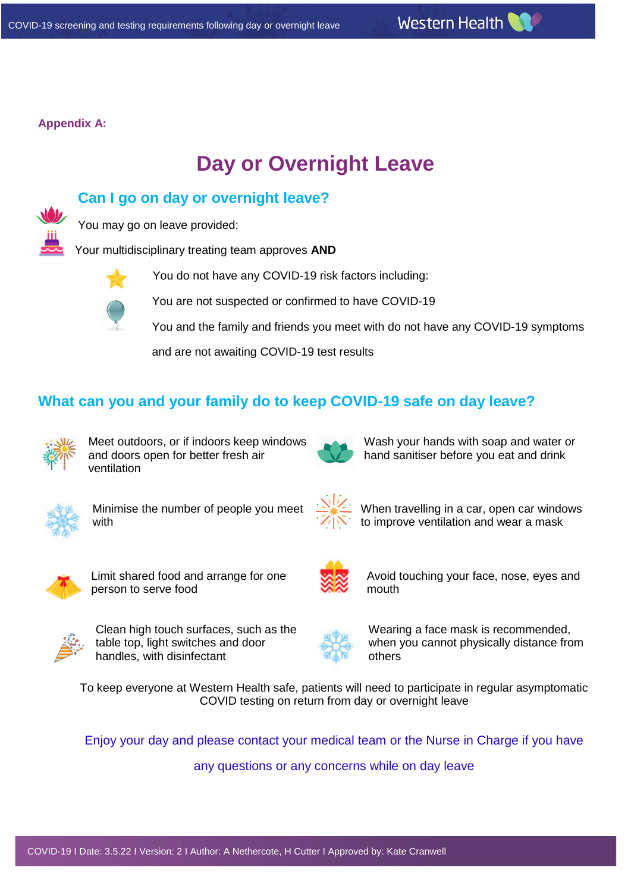**Appendix A:**

# Day or Overnight Leave

## Can I go on day or overnight leave?

You may go on leave provided:

Your multidisciplinary treating team approves **AND**

You do not have any COVID-19 risk factors including:

You are not suspected or confirmed to have COVID-19

You and the family and friends you meet with do not have any COVID-19 symptoms and are not awaiting COVID-19 test results

## What can you and your family do to keep COVID-19 safe on day leave?

- Meet outdoors, or if indoors keep windows and doors open for better fresh air ventilation
- Wash your hands with soap and water or hand sanitiser before you eat and drink
- Minimise the number of people you meet with
- When travelling in a car, open car windows to improve ventilation and wear a mask
- Limit shared food and arrange for one person to serve food
- Avoid touching your face, nose, eyes and mouth
- Clean high touch surfaces, such as the table top, light switches and door handles, with disinfectant
- Wearing a face mask is recommended, when you cannot physically distance from others

To keep everyone at Western Health safe, patients will need to participate in regular asymptomatic COVID testing on return from day or overnight leave

Enjoy your day and please contact your medical team or the Nurse in Charge if you have any questions or any concerns while on day leave